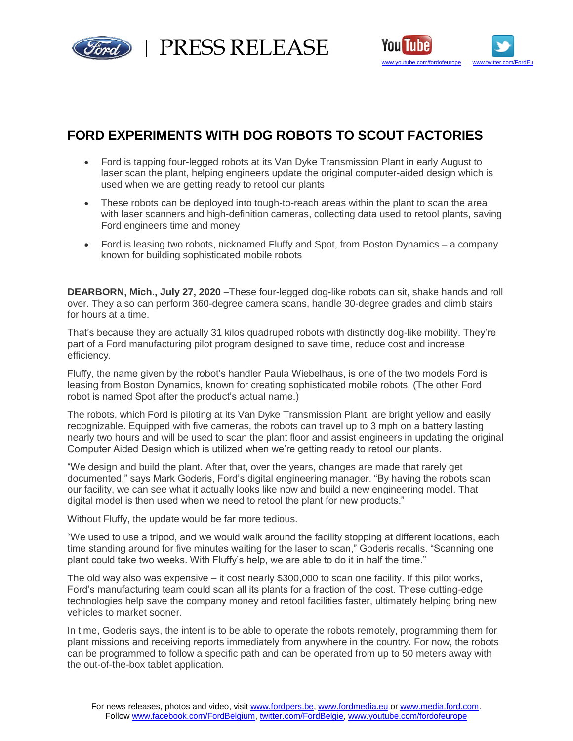PRESS RELEASE

[www.youtube.com/fordofeurope](www.youtube.com/fordofeurope) [www.twitter.com/FordEu](www.twitter.com/FordEu)

# FORD EXPERIMENTS WITH DOG ROBOTS TO SCOUT FACTORIES

- Ford is tapping four-legged robots at its Van Dyke Transmission Plant in early August to laser scan the plant, helping engineers update the original computer-aided design which is used when we are getting ready to retool our plants
- These robots can be deployed into tough-to-reach areas within the plant to scan the area with laser scanners and high-definition cameras, collecting data used to retool plants, saving Ford engineers time and money
- Ford is leasing two robots, nicknamed Fluffy and Spot, from Boston Dynamics – a company known for building sophisticated mobile robots

**DEARBORN, Mich., July 27, 2020** –These four-legged dog-like robots can sit, shake hands and roll over. They also can perform 360-degree camera scans, handle 30-degree grades and climb stairs for hours at a time.

That's because they are actually 31 kilos quadruped robots with distinctly dog-like mobility. They're part of a Ford manufacturing pilot program designed to save time, reduce cost and increase efficiency.

Fluffy, the name given by the robot's handler Paula Wiebelhaus, is one of the two models Ford is leasing from Boston Dynamics, known for creating sophisticated mobile robots. (The other Ford robot is named Spot after the product's actual name.)

The robots, which Ford is piloting at its Van Dyke Transmission Plant, are bright yellow and easily recognizable. Equipped with five cameras, the robots can travel up to 3 mph on a battery lasting nearly two hours and will be used to scan the plant floor and assist engineers in updating the original Computer Aided Design which is utilized when we're getting ready to retool our plants.

"We design and build the plant. After that, over the years, changes are made that rarely get documented," says Mark Goderis, Ford's digital engineering manager. "By having the robots scan our facility, we can see what it actually looks like now and build a new engineering model. That digital model is then used when we need to retool the plant for new products."

Without Fluffy, the update would be far more tedious.

"We used to use a tripod, and we would walk around the facility stopping at different locations, each time standing around for five minutes waiting for the laser to scan," Goderis recalls. "Scanning one plant could take two weeks. With Fluffy's help, we are able to do it in half the time."

The old way also was expensive – it cost nearly $300,000 to scan one facility. If this pilot works, Ford's manufacturing team could scan all its plants for a fraction of the cost. These cutting-edge technologies help save the company money and retool facilities faster, ultimately helping bring new vehicles to market sooner.

In time, Goderis says, the intent is to be able to operate the robots remotely, programming them for plant missions and receiving reports immediately from anywhere in the country. For now, the robots can be programmed to follow a specific path and can be operated from up to 50 meters away with the out-of-the-box tablet application.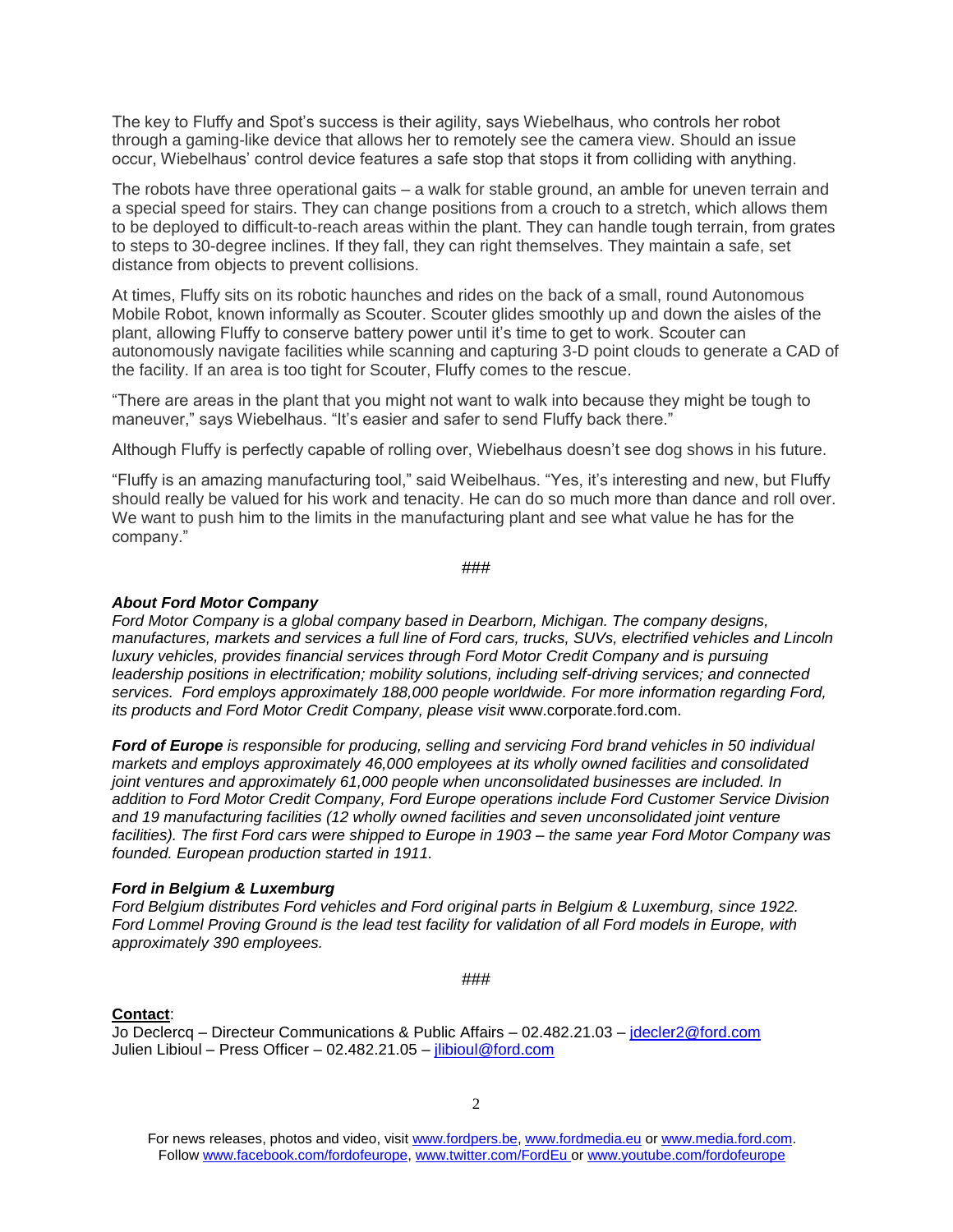The key to Fluffy and Spot's success is their agility, says Wiebelhaus, who controls her robot through a gaming-like device that allows her to remotely see the camera view. Should an issue occur, Wiebelhaus' control device features a safe stop that stops it from colliding with anything.

The robots have three operational gaits – a walk for stable ground, an amble for uneven terrain and a special speed for stairs. They can change positions from a crouch to a stretch, which allows them to be deployed to difficult-to-reach areas within the plant. They can handle tough terrain, from grates to steps to 30-degree inclines. If they fall, they can right themselves. They maintain a safe, set distance from objects to prevent collisions.

At times, Fluffy sits on its robotic haunches and rides on the back of a small, round Autonomous Mobile Robot, known informally as Scouter. Scouter glides smoothly up and down the aisles of the plant, allowing Fluffy to conserve battery power until it's time to get to work. Scouter can autonomously navigate facilities while scanning and capturing 3-D point clouds to generate a CAD of the facility. If an area is too tight for Scouter, Fluffy comes to the rescue.

"There are areas in the plant that you might not want to walk into because they might be tough to maneuver," says Wiebelhaus. "It's easier and safer to send Fluffy back there."

Although Fluffy is perfectly capable of rolling over, Wiebelhaus doesn't see dog shows in his future.

"Fluffy is an amazing manufacturing tool," said Weibelhaus. "Yes, it's interesting and new, but Fluffy should really be valued for his work and tenacity. He can do so much more than dance and roll over. We want to push him to the limits in the manufacturing plant and see what value he has for the company."

###

***About Ford Motor Company***
*Ford Motor Company is a global company based in Dearborn, Michigan. The company designs, manufactures, markets and services a full line of Ford cars, trucks, SUVs, electrified vehicles and Lincoln luxury vehicles, provides financial services through Ford Motor Credit Company and is pursuing leadership positions in electrification; mobility solutions, including self-driving services; and connected services. Ford employs approximately 188,000 people worldwide. For more information regarding Ford, its products and Ford Motor Credit Company, please visit* www.corporate.ford.com.

***Ford of Europe*** *is responsible for producing, selling and servicing Ford brand vehicles in 50 individual markets and employs approximately 46,000 employees at its wholly owned facilities and consolidated joint ventures and approximately 61,000 people when unconsolidated businesses are included. In addition to Ford Motor Credit Company, Ford Europe operations include Ford Customer Service Division and 19 manufacturing facilities (12 wholly owned facilities and seven unconsolidated joint venture facilities). The first Ford cars were shipped to Europe in 1903 – the same year Ford Motor Company was founded. European production started in 1911.*

***Ford in Belgium & Luxemburg***
*Ford Belgium distributes Ford vehicles and Ford original parts in Belgium & Luxemburg, since 1922. Ford Lommel Proving Ground is the lead test facility for validation of all Ford models in Europe, with approximately 390 employees.*

###

**Contact**:
Jo Declercq – Directeur Communications & Public Affairs – 02.482.21.03 – jdecler2@ford.com
Julien Libioul – Press Officer – 02.482.21.05 – jlibioul@ford.com

For news releases, photos and video, visit www.fordpers.be, www.fordmedia.eu or www.media.ford.com.
Follow www.facebook.com/fordofeurope, www.twitter.com/FordEu or www.youtube.com/fordofeurope